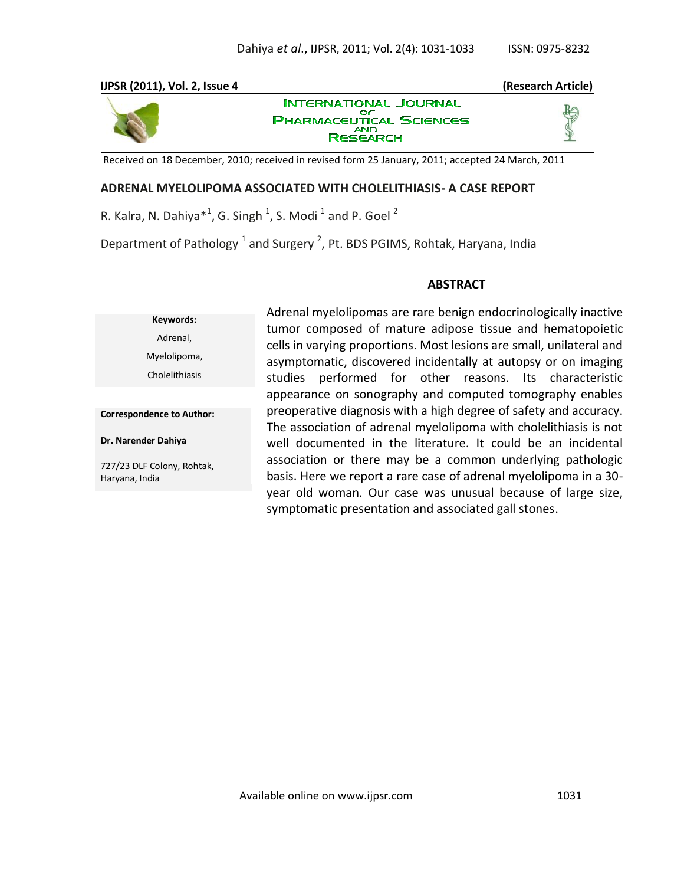**IJPSR (2011), Vol. 2, Issue 4** **(Research Article)**

INTERNATIONAL JOURNAL OF PHARMACEUTICAL SCIENCES AND RESEARCH

Received on 18 December, 2010; received in revised form 25 January, 2011; accepted 24 March, 2011

# ADRENAL MYELOLIPOMA ASSOCIATED WITH CHOLELITHIASIS- A CASE REPORT

R. Kalra, N. Dahiya*[1], G. Singh [1], S. Modi [1] and P. Goel [2]

Department of Pathology [1] and Surgery [2], Pt. BDS PGIMS, Rohtak, Haryana, India

**Keywords:**

Adrenal,

Myelolipoma,

Cholelithiasis

**Correspondence to Author:**

**Dr. Narender Dahiya**

727/23 DLF Colony, Rohtak, Haryana, India

## ABSTRACT

Adrenal myelolipomas are rare benign endocrinologically inactive tumor composed of mature adipose tissue and hematopoietic cells in varying proportions. Most lesions are small, unilateral and asymptomatic, discovered incidentally at autopsy or on imaging studies performed for other reasons. Its characteristic appearance on sonography and computed tomography enables preoperative diagnosis with a high degree of safety and accuracy. The association of adrenal myelolipoma with cholelithiasis is not well documented in the literature. It could be an incidental association or there may be a common underlying pathologic basis. Here we report a rare case of adrenal myelolipoma in a 30-year old woman. Our case was unusual because of large size, symptomatic presentation and associated gall stones.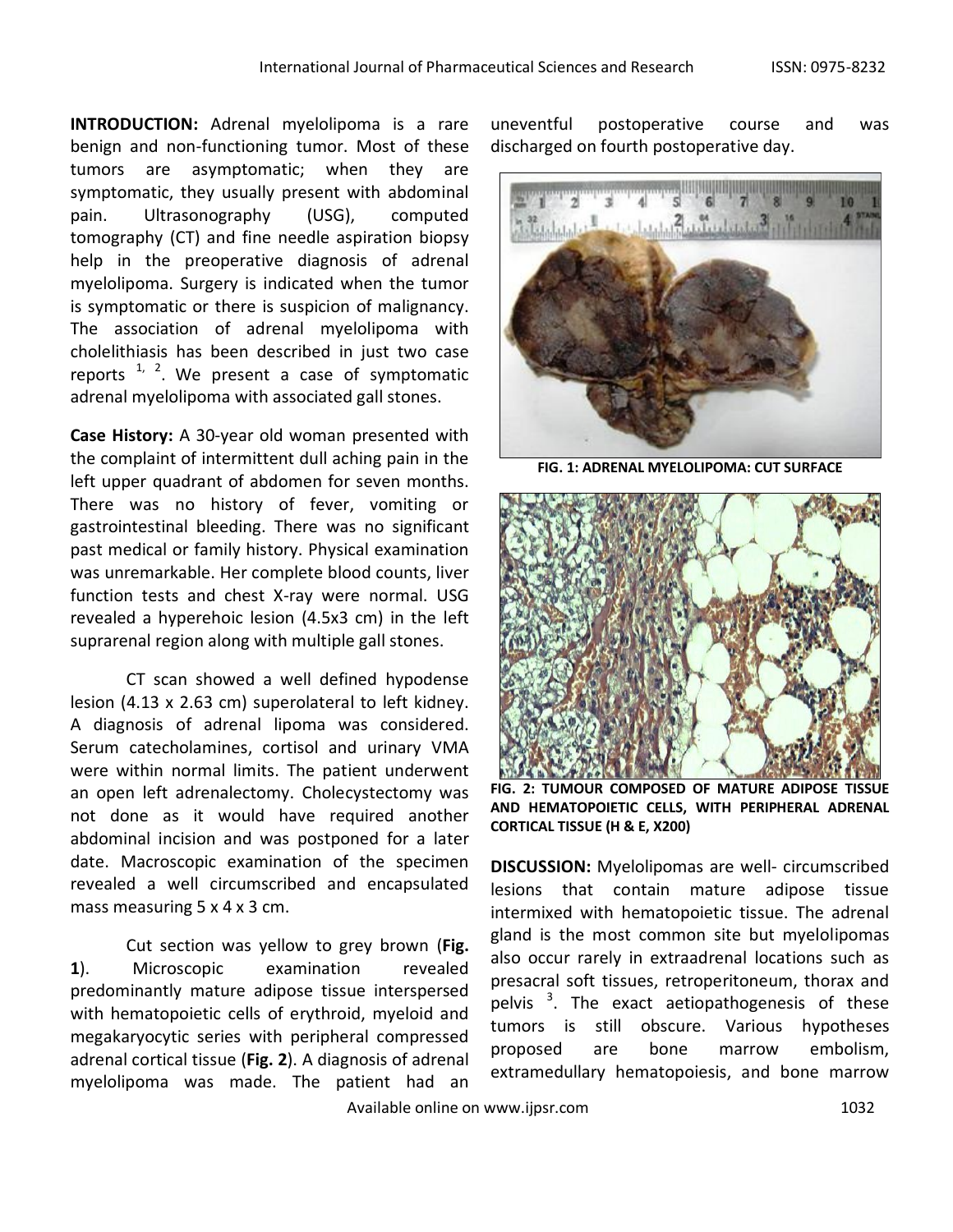**INTRODUCTION:** Adrenal myelolipoma is a rare benign and non-functioning tumor. Most of these tumors are asymptomatic; when they are symptomatic, they usually present with abdominal pain. Ultrasonography (USG), computed tomography (CT) and fine needle aspiration biopsy help in the preoperative diagnosis of adrenal myelolipoma. Surgery is indicated when the tumor is symptomatic or there is suspicion of malignancy. The association of adrenal myelolipoma with cholelithiasis has been described in just two case reports [1, 2]. We present a case of symptomatic adrenal myelolipoma with associated gall stones.

**Case History:** A 30-year old woman presented with the complaint of intermittent dull aching pain in the left upper quadrant of abdomen for seven months. There was no history of fever, vomiting or gastrointestinal bleeding. There was no significant past medical or family history. Physical examination was unremarkable. Her complete blood counts, liver function tests and chest X-ray were normal. USG revealed a hyperehoic lesion (4.5x3 cm) in the left suprarenal region along with multiple gall stones.

CT scan showed a well defined hypodense lesion (4.13 x 2.63 cm) superolateral to left kidney. A diagnosis of adrenal lipoma was considered. Serum catecholamines, cortisol and urinary VMA were within normal limits. The patient underwent an open left adrenalectomy. Cholecystectomy was not done as it would have required another abdominal incision and was postponed for a later date. Macroscopic examination of the specimen revealed a well circumscribed and encapsulated mass measuring 5 x 4 x 3 cm.

Cut section was yellow to grey brown (**Fig. 1**). Microscopic examination revealed predominantly mature adipose tissue interspersed with hematopoietic cells of erythroid, myeloid and megakaryocytic series with peripheral compressed adrenal cortical tissue (**Fig. 2**). A diagnosis of adrenal myelolipoma was made. The patient had an uneventful postoperative course and was discharged on fourth postoperative day.

**FIG. 1: ADRENAL MYELOLIPOMA: CUT SURFACE**

**FIG. 2: TUMOUR COMPOSED OF MATURE ADIPOSE TISSUE AND HEMATOPOIETIC CELLS, WITH PERIPHERAL ADRENAL CORTICAL TISSUE (H & E, X200)**

**DISCUSSION:** Myelolipomas are well- circumscribed lesions that contain mature adipose tissue intermixed with hematopoietic tissue. The adrenal gland is the most common site but myelolipomas also occur rarely in extraadrenal locations such as presacral soft tissues, retroperitoneum, thorax and pelvis [3]. The exact aetiopathogenesis of these tumors is still obscure. Various hypotheses proposed are bone marrow embolism, extramedullary hematopoiesis, and bone marrow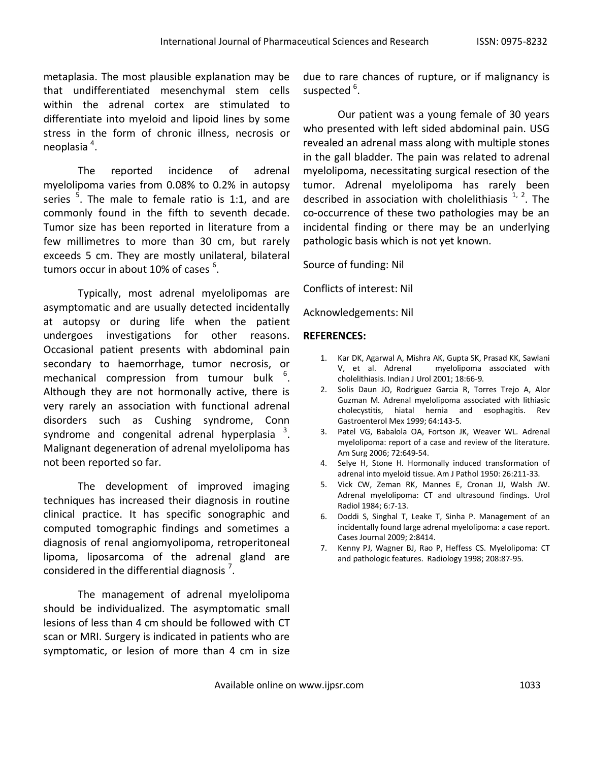metaplasia. The most plausible explanation may be that undifferentiated mesenchymal stem cells within the adrenal cortex are stimulated to differentiate into myeloid and lipoid lines by some stress in the form of chronic illness, necrosis or neoplasia [4].

The reported incidence of adrenal myelolipoma varies from 0.08% to 0.2% in autopsy series [5]. The male to female ratio is 1:1, and are commonly found in the fifth to seventh decade. Tumor size has been reported in literature from a few millimetres to more than 30 cm, but rarely exceeds 5 cm. They are mostly unilateral, bilateral tumors occur in about 10% of cases [6].

Typically, most adrenal myelolipomas are asymptomatic and are usually detected incidentally at autopsy or during life when the patient undergoes investigations for other reasons. Occasional patient presents with abdominal pain secondary to haemorrhage, tumor necrosis, or mechanical compression from tumour bulk [6]. Although they are not hormonally active, there is very rarely an association with functional adrenal disorders such as Cushing syndrome, Conn syndrome and congenital adrenal hyperplasia [3]. Malignant degeneration of adrenal myelolipoma has not been reported so far.

The development of improved imaging techniques has increased their diagnosis in routine clinical practice. It has specific sonographic and computed tomographic findings and sometimes a diagnosis of renal angiomyolipoma, retroperitoneal lipoma, liposarcoma of the adrenal gland are considered in the differential diagnosis [7].

The management of adrenal myelolipoma should be individualized. The asymptomatic small lesions of less than 4 cm should be followed with CT scan or MRI. Surgery is indicated in patients who are symptomatic, or lesion of more than 4 cm in size due to rare chances of rupture, or if malignancy is suspected [6].

Our patient was a young female of 30 years who presented with left sided abdominal pain. USG revealed an adrenal mass along with multiple stones in the gall bladder. The pain was related to adrenal myelolipoma, necessitating surgical resection of the tumor. Adrenal myelolipoma has rarely been described in association with cholelithiasis [1, 2]. The co-occurrence of these two pathologies may be an incidental finding or there may be an underlying pathologic basis which is not yet known.

Source of funding: Nil

Conflicts of interest: Nil

Acknowledgements: Nil

## REFERENCES:

1. Kar DK, Agarwal A, Mishra AK, Gupta SK, Prasad KK, Sawlani V, et al. Adrenal myelolipoma associated with cholelithiasis. Indian J Urol 2001; 18:66-9.
2. Solis Daun JO, Rodriguez Garcia R, Torres Trejo A, Alor Guzman M. Adrenal myelolipoma associated with lithiasic cholecystitis, hiatal hernia and esophagitis. Rev Gastroenterol Mex 1999; 64:143-5.
3. Patel VG, Babalola OA, Fortson JK, Weaver WL. Adrenal myelolipoma: report of a case and review of the literature. Am Surg 2006; 72:649-54.
4. Selye H, Stone H. Hormonally induced transformation of adrenal into myeloid tissue. Am J Pathol 1950: 26:211-33.
5. Vick CW, Zeman RK, Mannes E, Cronan JJ, Walsh JW. Adrenal myelolipoma: CT and ultrasound findings. Urol Radiol 1984; 6:7-13.
6. Doddi S, Singhal T, Leake T, Sinha P. Management of an incidentally found large adrenal myelolipoma: a case report. Cases Journal 2009; 2:8414.
7. Kenny PJ, Wagner BJ, Rao P, Heffess CS. Myelolipoma: CT and pathologic features. Radiology 1998; 208:87-95.